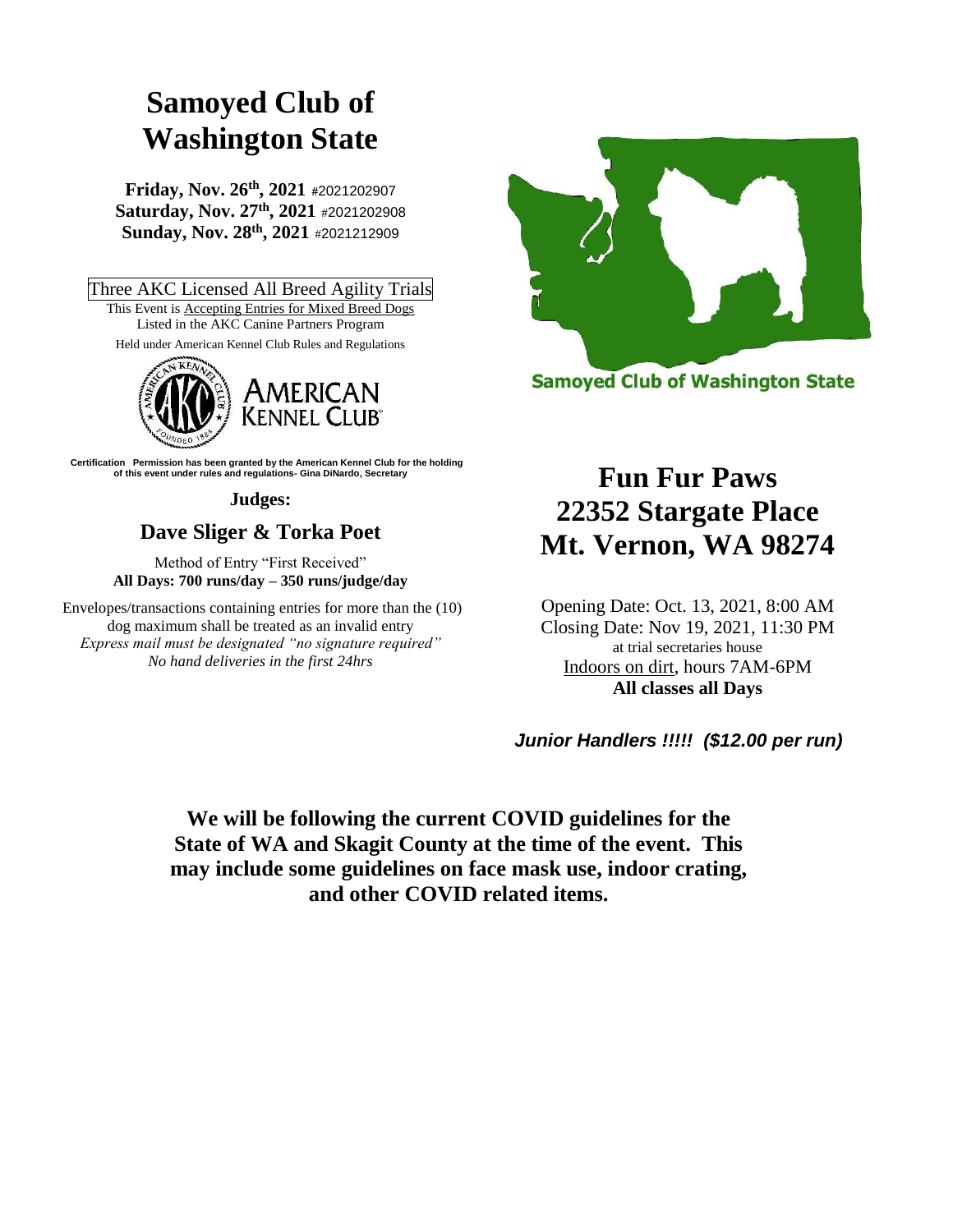# Samoyed Club of Washington State

**Friday, Nov. 26th, 2021** #2021202907
**Saturday, Nov. 27th, 2021** #2021202908
**Sunday, Nov. 28th, 2021** #2021212909

Three AKC Licensed All Breed Agility Trials

This Event is Accepting Entries for Mixed Breed Dogs
Listed in the AKC Canine Partners Program
Held under American Kennel Club Rules and Regulations

AMERICAN KENNEL CLUB

**Certification Permission has been granted by the American Kennel Club for the holding of this event under rules and regulations- Gina DiNardo, Secretary**

**Judges:**

## Dave Sliger & Torka Poet

Method of Entry "First Received"
**All Days: 700 runs/day – 350 runs/judge/day**

Envelopes/transactions containing entries for more than the (10) dog maximum shall be treated as an invalid entry
*Express mail must be designated "no signature required"*
*No hand deliveries in the first 24hrs*

**Samoyed Club of Washington State**

# Fun Fur Paws
# 22352 Stargate Place
# Mt. Vernon, WA 98274

Opening Date: Oct. 13, 2021, 8:00 AM
Closing Date: Nov 19, 2021, 11:30 PM
at trial secretaries house
Indoors on dirt, hours 7AM-6PM
**All classes all Days**

***Junior Handlers !!!!! ($12.00 per run)***

**We will be following the current COVID guidelines for the State of WA and Skagit County at the time of the event. This may include some guidelines on face mask use, indoor crating, and other COVID related items.**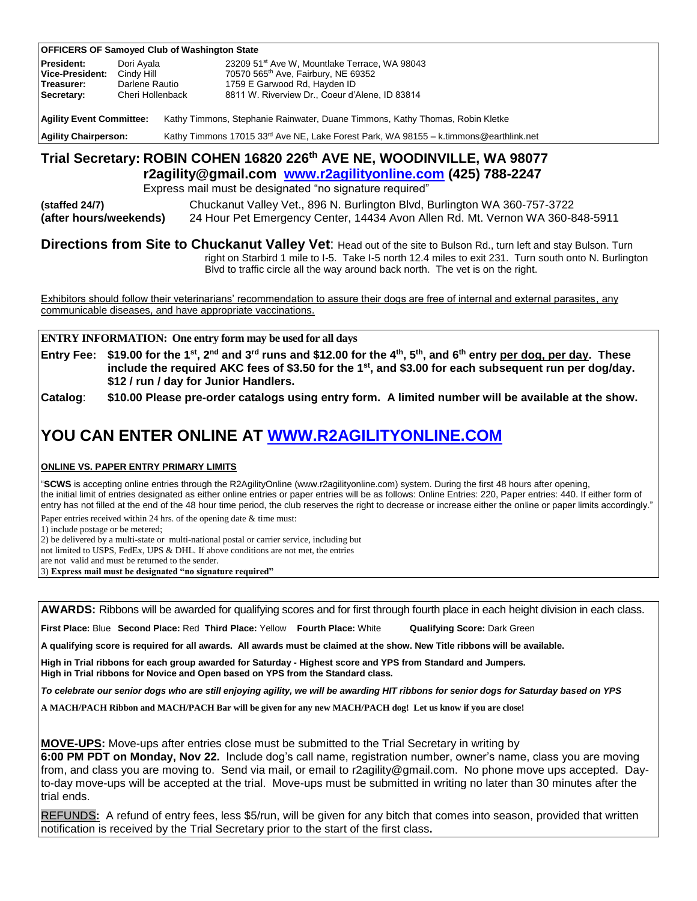**OFFICERS OF Samoyed Club of Washington State**

| | | |
|---|---|---|
| **President:** | Dori Ayala | 23209 51st Ave W, Mountlake Terrace, WA 98043 |
| **Vice-President:** | Cindy Hill | 70570 565th Ave, Fairbury, NE 69352 |
| **Treasurer:** | Darlene Rautio | 1759 E Garwood Rd, Hayden ID |
| **Secretary:** | Cheri Hollenback | 8811 W. Riverview Dr., Coeur d'Alene, ID 83814 |

**Agility Event Committee:** Kathy Timmons, Stephanie Rainwater, Duane Timmons, Kathy Thomas, Robin Kletke

**Agility Chairperson:** Kathy Timmons 17015 33rd Ave NE, Lake Forest Park, WA 98155 – k.timmons@earthlink.net

## Trial Secretary: ROBIN COHEN 16820 226th AVE NE, WOODINVILLE, WA 98077

**r2agility@gmail.com [www.r2agilityonline.com](http://www.r2agilityonline.com) (425) 788-2247**

Express mail must be designated "no signature required"

**(staffed 24/7)** Chuckanut Valley Vet., 896 N. Burlington Blvd, Burlington WA 360-757-3722

**(after hours/weekends)** 24 Hour Pet Emergency Center, 14434 Avon Allen Rd. Mt. Vernon WA 360-848-5911

**Directions from Site to Chuckanut Valley Vet**: Head out of the site to Bulson Rd., turn left and stay Bulson. Turn right on Starbird 1 mile to I-5. Take I-5 north 12.4 miles to exit 231. Turn south onto N. Burlington Blvd to traffic circle all the way around back north. The vet is on the right.

Exhibitors should follow their veterinarians' recommendation to assure their dogs are free of internal and external parasites, any communicable diseases, and have appropriate vaccinations.

**ENTRY INFORMATION: One entry form may be used for all days**

**Entry Fee: $19.00 for the 1st, 2nd and 3rd runs and $12.00 for the 4th, 5th, and 6th entry per dog, per day. These include the required AKC fees of $3.50 for the 1st, and $3.00 for each subsequent run per dog/day. $12 / run / day for Junior Handlers.**

**Catalog: $10.00 Please pre-order catalogs using entry form. A limited number will be available at the show.**

# YOU CAN ENTER ONLINE AT [WWW.R2AGILITYONLINE.COM](http://www.r2agilityonline.com)

**ONLINE VS. PAPER ENTRY PRIMARY LIMITS**

"**SCWS** is accepting online entries through the R2AgilityOnline (www.r2agilityonline.com) system. During the first 48 hours after opening, the initial limit of entries designated as either online entries or paper entries will be as follows: Online Entries: 220, Paper entries: 440. If either form of entry has not filled at the end of the 48 hour time period, the club reserves the right to decrease or increase either the online or paper limits accordingly."

Paper entries received within 24 hrs. of the opening date & time must:

1) include postage or be metered;
2) be delivered by a multi-state or multi-national postal or carrier service, including but not limited to USPS, FedEx, UPS & DHL. If above conditions are not met, the entries are not valid and must be returned to the sender.
3) **Express mail must be designated "no signature required"**

**AWARDS:** Ribbons will be awarded for qualifying scores and for first through fourth place in each height division in each class.

**First Place:** Blue **Second Place:** Red **Third Place:** Yellow **Fourth Place:** White **Qualifying Score:** Dark Green

**A qualifying score is required for all awards. All awards must be claimed at the show. New Title ribbons will be available.**

**High in Trial ribbons for each group awarded for Saturday - Highest score and YPS from Standard and Jumpers.**
**High in Trial ribbons for Novice and Open based on YPS from the Standard class.**

***To celebrate our senior dogs who are still enjoying agility, we will be awarding HIT ribbons for senior dogs for Saturday based on YPS***

**A MACH/PACH Ribbon and MACH/PACH Bar will be given for any new MACH/PACH dog! Let us know if you are close!**

**MOVE-UPS:** Move-ups after entries close must be submitted to the Trial Secretary in writing by **6:00 PM PDT on Monday, Nov 22.** Include dog's call name, registration number, owner's name, class you are moving from, and class you are moving to. Send via mail, or email to r2agility@gmail.com. No phone move ups accepted. Day-to-day move-ups will be accepted at the trial. Move-ups must be submitted in writing no later than 30 minutes after the trial ends.

REFUNDS**:** A refund of entry fees, less $5/run, will be given for any bitch that comes into season, provided that written notification is received by the Trial Secretary prior to the start of the first class**.**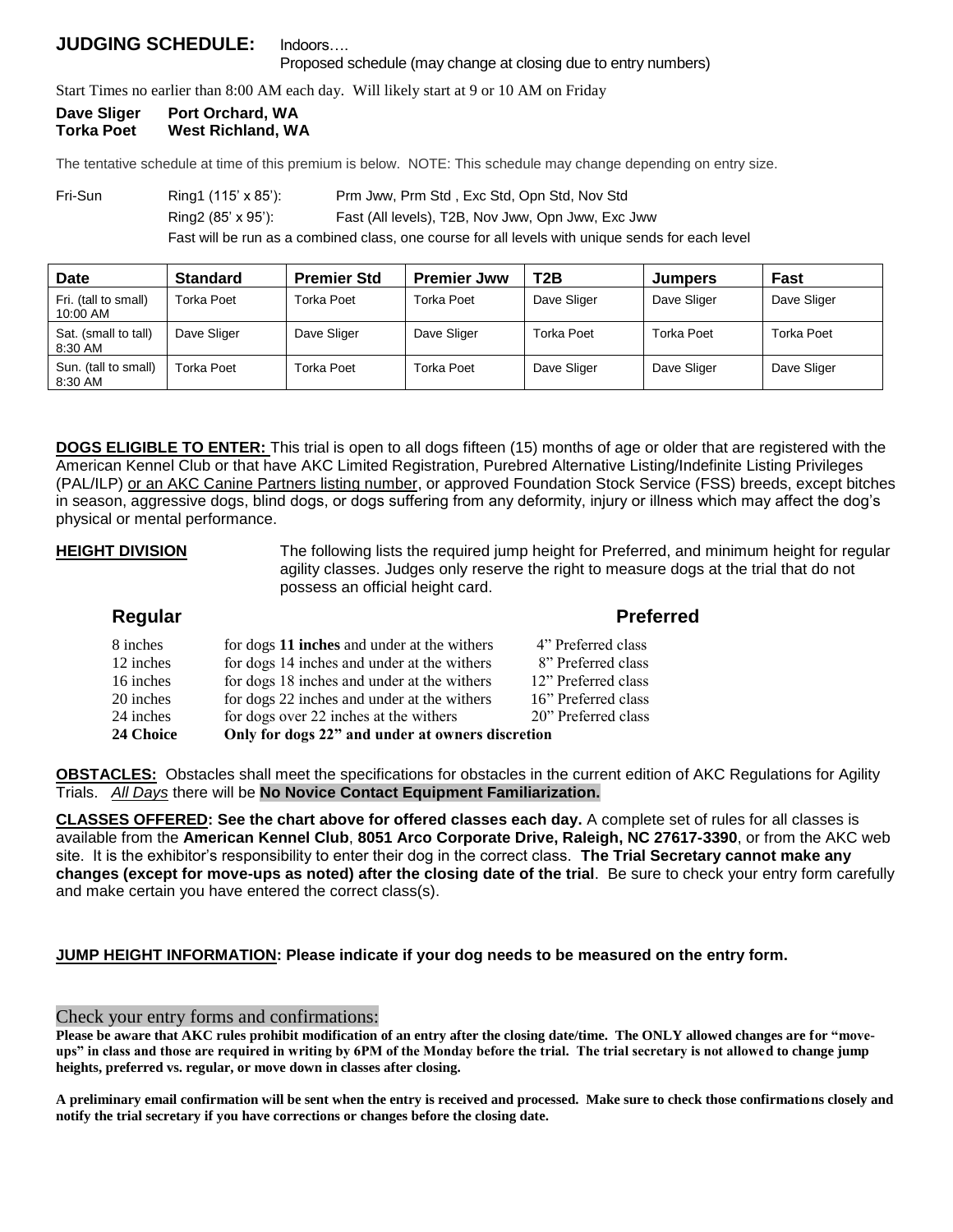## JUDGING SCHEDULE: Indoors….

Proposed schedule (may change at closing due to entry numbers)

Start Times no earlier than 8:00 AM each day. Will likely start at 9 or 10 AM on Friday

**Dave Sliger Port Orchard, WA**
**Torka Poet West Richland, WA**

The tentative schedule at time of this premium is below. NOTE: This schedule may change depending on entry size.

| | | |
|---|---|---|
| Fri-Sun | Ring1 (115' x 85'): | Prm Jww, Prm Std , Exc Std, Opn Std, Nov Std |
| | Ring2 (85' x 95'): | Fast (All levels), T2B, Nov Jww, Opn Jww, Exc Jww |

Fast will be run as a combined class, one course for all levels with unique sends for each level

| Date | Standard | Premier Std | Premier Jww | T2B | Jumpers | Fast |
|---|---|---|---|---|---|---|
| Fri. (tall to small) 10:00 AM | Torka Poet | Torka Poet | Torka Poet | Dave Sliger | Dave Sliger | Dave Sliger |
| Sat. (small to tall) 8:30 AM | Dave Sliger | Dave Sliger | Dave Sliger | Torka Poet | Torka Poet | Torka Poet |
| Sun. (tall to small) 8:30 AM | Torka Poet | Torka Poet | Torka Poet | Dave Sliger | Dave Sliger | Dave Sliger |

**DOGS ELIGIBLE TO ENTER:** This trial is open to all dogs fifteen (15) months of age or older that are registered with the American Kennel Club or that have AKC Limited Registration, Purebred Alternative Listing/Indefinite Listing Privileges (PAL/ILP) or an AKC Canine Partners listing number, or approved Foundation Stock Service (FSS) breeds, except bitches in season, aggressive dogs, blind dogs, or dogs suffering from any deformity, injury or illness which may affect the dog's physical or mental performance.

**HEIGHT DIVISION** The following lists the required jump height for Preferred, and minimum height for regular agility classes. Judges only reserve the right to measure dogs at the trial that do not possess an official height card.

| Regular | | Preferred |
|---|---|---|
| 8 inches | for dogs **11 inches** and under at the withers | 4" Preferred class |
| 12 inches | for dogs 14 inches and under at the withers | 8" Preferred class |
| 16 inches | for dogs 18 inches and under at the withers | 12" Preferred class |
| 20 inches | for dogs 22 inches and under at the withers | 16" Preferred class |
| 24 inches | for dogs over 22 inches at the withers | 20" Preferred class |
| **24 Choice** | **Only for dogs 22" and under at owners discretion** | |

**OBSTACLES:** Obstacles shall meet the specifications for obstacles in the current edition of AKC Regulations for Agility Trials. *All Days* there will be **No Novice Contact Equipment Familiarization.**

**CLASSES OFFERED: See the chart above for offered classes each day.** A complete set of rules for all classes is available from the **American Kennel Club**, **8051 Arco Corporate Drive, Raleigh, NC 27617-3390**, or from the AKC web site. It is the exhibitor's responsibility to enter their dog in the correct class. **The Trial Secretary cannot make any changes (except for move-ups as noted) after the closing date of the trial**. Be sure to check your entry form carefully and make certain you have entered the correct class(s).

**JUMP HEIGHT INFORMATION: Please indicate if your dog needs to be measured on the entry form.**

Check your entry forms and confirmations:

**Please be aware that AKC rules prohibit modification of an entry after the closing date/time. The ONLY allowed changes are for "move-ups" in class and those are required in writing by 6PM of the Monday before the trial. The trial secretary is not allowed to change jump heights, preferred vs. regular, or move down in classes after closing.**

**A preliminary email confirmation will be sent when the entry is received and processed. Make sure to check those confirmations closely and notify the trial secretary if you have corrections or changes before the closing date.**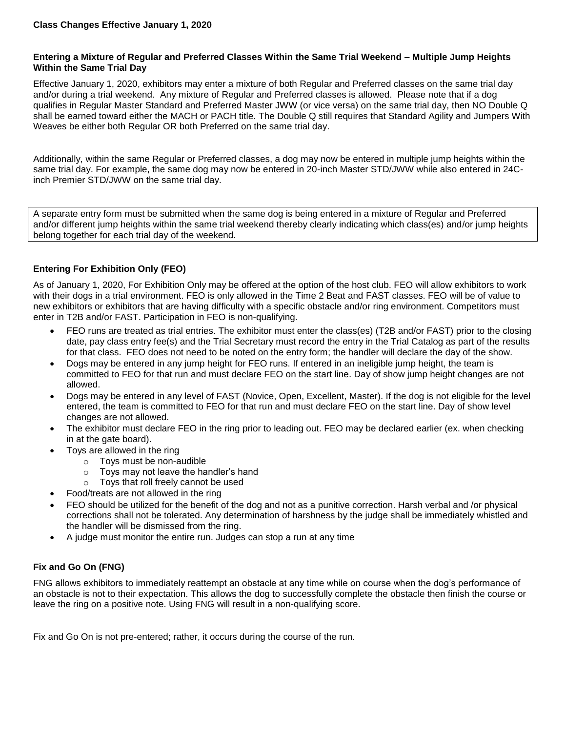**Class Changes Effective January 1, 2020**

**Entering a Mixture of Regular and Preferred Classes Within the Same Trial Weekend – Multiple Jump Heights Within the Same Trial Day**

Effective January 1, 2020, exhibitors may enter a mixture of both Regular and Preferred classes on the same trial day and/or during a trial weekend. Any mixture of Regular and Preferred classes is allowed. Please note that if a dog qualifies in Regular Master Standard and Preferred Master JWW (or vice versa) on the same trial day, then NO Double Q shall be earned toward either the MACH or PACH title. The Double Q still requires that Standard Agility and Jumpers With Weaves be either both Regular OR both Preferred on the same trial day.

Additionally, within the same Regular or Preferred classes, a dog may now be entered in multiple jump heights within the same trial day. For example, the same dog may now be entered in 20-inch Master STD/JWW while also entered in 24C-inch Premier STD/JWW on the same trial day.

A separate entry form must be submitted when the same dog is being entered in a mixture of Regular and Preferred and/or different jump heights within the same trial weekend thereby clearly indicating which class(es) and/or jump heights belong together for each trial day of the weekend.

**Entering For Exhibition Only (FEO)**

As of January 1, 2020, For Exhibition Only may be offered at the option of the host club. FEO will allow exhibitors to work with their dogs in a trial environment. FEO is only allowed in the Time 2 Beat and FAST classes. FEO will be of value to new exhibitors or exhibitors that are having difficulty with a specific obstacle and/or ring environment. Competitors must enter in T2B and/or FAST. Participation in FEO is non-qualifying.

- FEO runs are treated as trial entries. The exhibitor must enter the class(es) (T2B and/or FAST) prior to the closing date, pay class entry fee(s) and the Trial Secretary must record the entry in the Trial Catalog as part of the results for that class. FEO does not need to be noted on the entry form; the handler will declare the day of the show.
- Dogs may be entered in any jump height for FEO runs. If entered in an ineligible jump height, the team is committed to FEO for that run and must declare FEO on the start line. Day of show jump height changes are not allowed.
- Dogs may be entered in any level of FAST (Novice, Open, Excellent, Master). If the dog is not eligible for the level entered, the team is committed to FEO for that run and must declare FEO on the start line. Day of show level changes are not allowed.
- The exhibitor must declare FEO in the ring prior to leading out. FEO may be declared earlier (ex. when checking in at the gate board).
- Toys are allowed in the ring
  - Toys must be non-audible
  - Toys may not leave the handler's hand
  - Toys that roll freely cannot be used
- Food/treats are not allowed in the ring
- FEO should be utilized for the benefit of the dog and not as a punitive correction. Harsh verbal and /or physical corrections shall not be tolerated. Any determination of harshness by the judge shall be immediately whistled and the handler will be dismissed from the ring.
- A judge must monitor the entire run. Judges can stop a run at any time

**Fix and Go On (FNG)**

FNG allows exhibitors to immediately reattempt an obstacle at any time while on course when the dog's performance of an obstacle is not to their expectation. This allows the dog to successfully complete the obstacle then finish the course or leave the ring on a positive note. Using FNG will result in a non-qualifying score.

Fix and Go On is not pre-entered; rather, it occurs during the course of the run.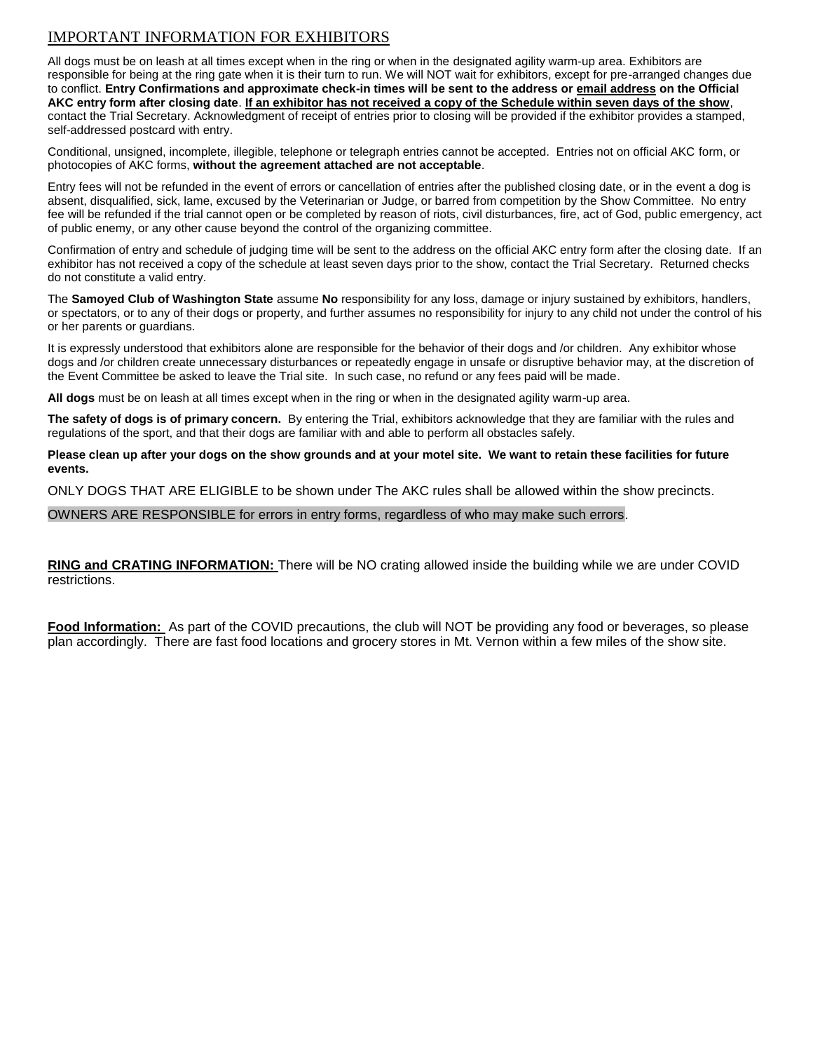## IMPORTANT INFORMATION FOR EXHIBITORS

All dogs must be on leash at all times except when in the ring or when in the designated agility warm-up area. Exhibitors are responsible for being at the ring gate when it is their turn to run. We will NOT wait for exhibitors, except for pre-arranged changes due to conflict. **Entry Confirmations and approximate check-in times will be sent to the address or email address on the Official AKC entry form after closing date**. **If an exhibitor has not received a copy of the Schedule within seven days of the show**, contact the Trial Secretary. Acknowledgment of receipt of entries prior to closing will be provided if the exhibitor provides a stamped, self-addressed postcard with entry.

Conditional, unsigned, incomplete, illegible, telephone or telegraph entries cannot be accepted. Entries not on official AKC form, or photocopies of AKC forms, **without the agreement attached are not acceptable**.

Entry fees will not be refunded in the event of errors or cancellation of entries after the published closing date, or in the event a dog is absent, disqualified, sick, lame, excused by the Veterinarian or Judge, or barred from competition by the Show Committee. No entry fee will be refunded if the trial cannot open or be completed by reason of riots, civil disturbances, fire, act of God, public emergency, act of public enemy, or any other cause beyond the control of the organizing committee.

Confirmation of entry and schedule of judging time will be sent to the address on the official AKC entry form after the closing date. If an exhibitor has not received a copy of the schedule at least seven days prior to the show, contact the Trial Secretary. Returned checks do not constitute a valid entry.

The **Samoyed Club of Washington State** assume **No** responsibility for any loss, damage or injury sustained by exhibitors, handlers, or spectators, or to any of their dogs or property, and further assumes no responsibility for injury to any child not under the control of his or her parents or guardians.

It is expressly understood that exhibitors alone are responsible for the behavior of their dogs and /or children. Any exhibitor whose dogs and /or children create unnecessary disturbances or repeatedly engage in unsafe or disruptive behavior may, at the discretion of the Event Committee be asked to leave the Trial site. In such case, no refund or any fees paid will be made.

**All dogs** must be on leash at all times except when in the ring or when in the designated agility warm-up area.

**The safety of dogs is of primary concern.** By entering the Trial, exhibitors acknowledge that they are familiar with the rules and regulations of the sport, and that their dogs are familiar with and able to perform all obstacles safely.

**Please clean up after your dogs on the show grounds and at your motel site. We want to retain these facilities for future events.**

ONLY DOGS THAT ARE ELIGIBLE to be shown under The AKC rules shall be allowed within the show precincts.

OWNERS ARE RESPONSIBLE for errors in entry forms, regardless of who may make such errors.

**RING and CRATING INFORMATION:** There will be NO crating allowed inside the building while we are under COVID restrictions.

**Food Information:** As part of the COVID precautions, the club will NOT be providing any food or beverages, so please plan accordingly. There are fast food locations and grocery stores in Mt. Vernon within a few miles of the show site.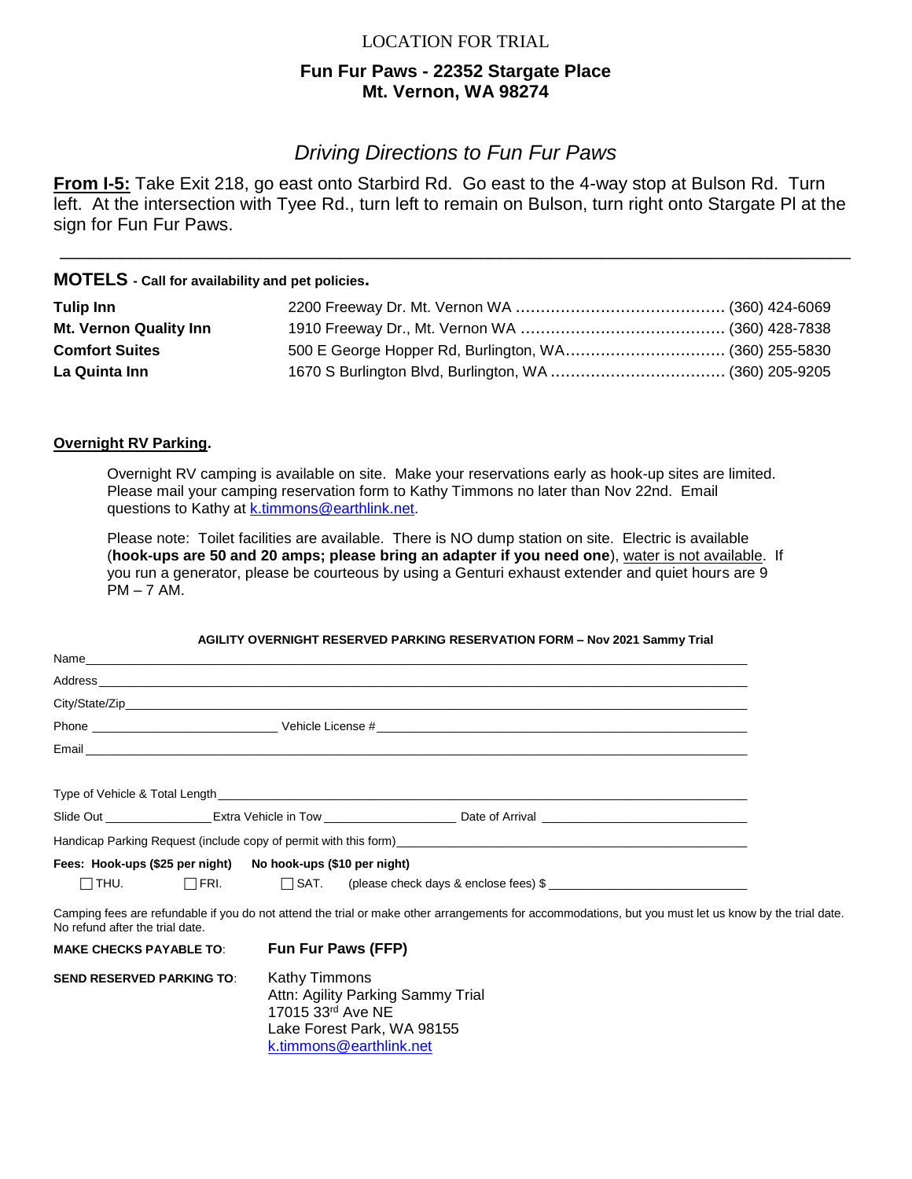LOCATION FOR TRIAL

**Fun Fur Paws - 22352 Stargate Place**
**Mt. Vernon, WA 98274**

## *Driving Directions to Fun Fur Paws*

**From I-5:** Take Exit 218, go east onto Starbird Rd. Go east to the 4-way stop at Bulson Rd. Turn left. At the intersection with Tyee Rd., turn left to remain on Bulson, turn right onto Stargate Pl at the sign for Fun Fur Paws.

---

**MOTELS - Call for availability and pet policies.**

| | | |
|---|---|---|
| **Tulip Inn** | 2200 Freeway Dr. Mt. Vernon WA | (360) 424-6069 |
| **Mt. Vernon Quality Inn** | 1910 Freeway Dr., Mt. Vernon WA | (360) 428-7838 |
| **Comfort Suites** | 500 E George Hopper Rd, Burlington, WA | (360) 255-5830 |
| **La Quinta Inn** | 1670 S Burlington Blvd, Burlington, WA | (360) 205-9205 |

**Overnight RV Parking.**

Overnight RV camping is available on site. Make your reservations early as hook-up sites are limited. Please mail your camping reservation form to Kathy Timmons no later than Nov 22nd. Email questions to Kathy at k.timmons@earthlink.net.

Please note: Toilet facilities are available. There is NO dump station on site. Electric is available (**hook-ups are 50 and 20 amps; please bring an adapter if you need one**), water is not available. If you run a generator, please be courteous by using a Genturi exhaust extender and quiet hours are 9 PM – 7 AM.

**AGILITY OVERNIGHT RESERVED PARKING RESERVATION FORM – Nov 2021 Sammy Trial**

Name________________________________________

Address________________________________________

City/State/Zip________________________________________

Phone ____________________ Vehicle License #____________________

Email________________________________________

Type of Vehicle & Total Length________________________________________

Slide Out ____________ Extra Vehicle in Tow ______________ Date of Arrival ______________

Handicap Parking Request (include copy of permit with this form)____________________

**Fees: Hook-ups ($25 per night) No hook-ups ($10 per night)**

☐ THU. ☐ FRI. ☐ SAT. (please check days & enclose fees) $ ______________

Camping fees are refundable if you do not attend the trial or make other arrangements for accommodations, but you must let us know by the trial date. No refund after the trial date.

**MAKE CHECKS PAYABLE TO**: **Fun Fur Paws (FFP)**

**SEND RESERVED PARKING TO**: Kathy Timmons
Attn: Agility Parking Sammy Trial
17015 33rd Ave NE
Lake Forest Park, WA 98155
k.timmons@earthlink.net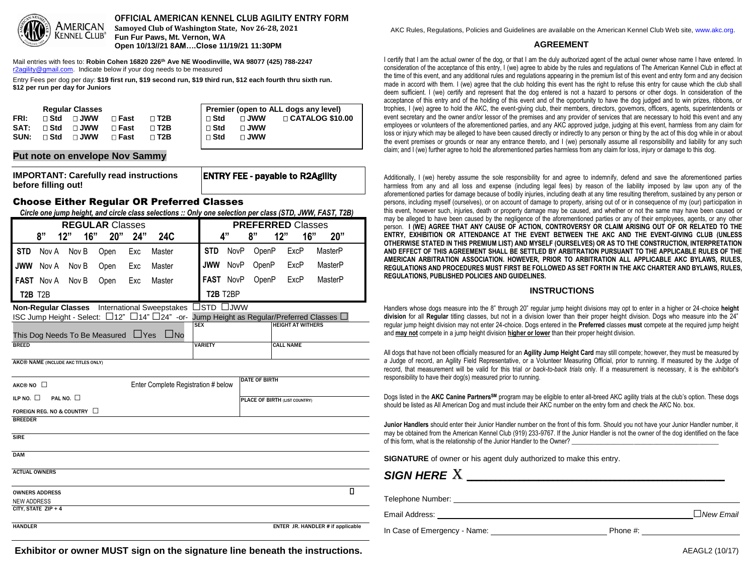# OFFICIAL AMERICAN KENNEL CLUB AGILITY ENTRY FORM

**Samoyed Club of Washington State, Nov 26-28, 2021**
**Fun Fur Paws, Mt. Vernon, WA**
**Open 10/13//21 8AM….Close 11/19/21 11:30PM**

Mail entries with fees to: **Robin Cohen 16820 226th Ave NE Woodinville, WA 98077 (425) 788-2247** r2agility@gmail.com. Indicate below if your dog needs to be measured

Entry Fees per dog per day: **$19 first run, $19 second run, $19 third run, $12 each fourth thru sixth run. $12 per run per day for Juniors**

| Regular Classes | | | | |
|---|---|---|---|---|
| FRI: | ☐ Std | ☐ JWW | ☐ Fast | ☐ T2B |
| SAT: | ☐ Std | ☐ JWW | ☐ Fast | ☐ T2B |
| SUN: | ☐ Std | ☐ JWW | ☐ Fast | ☐ T2B |

| Premier (open to ALL dogs any level) | | |
|---|---|---|
| ☐ Std | ☐ JWW | ☐ CATALOG $10.00 |
| ☐ Std | ☐ JWW | |
| ☐ Std | ☐ JWW | |

**Put note on envelope Nov Sammy**

**IMPORTANT: Carefully read instructions before filling out!**

**ENTRY FEE - payable to R2Agility**

## Choose Either Regular OR Preferred Classes

*Circle one jump height, and circle class selections :: Only one selection per class (STD, JWW, FAST, T2B)*

| REGULAR Classes 8" 12" 16" 20" 24" 24C | | | | | | PREFERRED Classes 4" 8" 12" 16" 20" | | | | |
|---|---|---|---|---|---|---|---|---|---|---|
| STD | Nov A | Nov B | Open | Exc | Master | STD | NovP | OpenP | ExcP | MasterP |
| JWW | Nov A | Nov B | Open | Exc | Master | JWW | NovP | OpenP | ExcP | MasterP |
| FAST | Nov A | Nov B | Open | Exc | Master | FAST | NovP | OpenP | ExcP | MasterP |
| T2B | T2B | | | | | T2B | T2BP | | | |

**Non-Regular Classes** International Sweepstakes ☐STD ☐JWW

ISC Jump Height - Select: ☐12" ☐14" ☐24" -or- Jump Height as Regular/Preferred Classes ☐

This Dog Needs To Be Measured ☐Yes ☐No

SEX

HEIGHT AT WITHERS

BREED

VARIETY

CALL NAME

AKC® NAME (INCLUDE AKC TITLES ONLY)

AKC® NO ☐ Enter Complete Registration # below

ILP NO. ☐ PAL NO. ☐

FOREIGN REG. NO & COUNTRY ☐

DATE OF BIRTH

PLACE OF BIRTH (LIST COUNTRY)

BREEDER

SIRE

DAM

ACTUAL OWNERS

OWNERS ADDRESS ☐

NEW ADDRESS

CITY, STATE ZIP + 4

HANDLER

ENTER JR. HANDLER # if applicable

**Exhibitor or owner MUST sign on the signature line beneath the instructions.**

AKC Rules, Regulations, Policies and Guidelines are available on the American Kennel Club Web site, www.akc.org.

## AGREEMENT

I certify that I am the actual owner of the dog, or that I am the duly authorized agent of the actual owner whose name I have entered. In consideration of the acceptance of this entry, I (we) agree to abide by the rules and regulations of The American Kennel Club in effect at the time of this event, and any additional rules and regulations appearing in the premium list of this event and entry form and any decision made in accord with them. I (we) agree that the club holding this event has the right to refuse this entry for cause which the club shall deem sufficient. I (we) certify and represent that the dog entered is not a hazard to persons or other dogs. In consideration of the acceptance of this entry and of the holding of this event and of the opportunity to have the dog judged and to win prizes, ribbons, or trophies, I (we) agree to hold the AKC, the event-giving club, their members, directors, governors, officers, agents, superintendents or event secretary and the owner and/or lessor of the premises and any provider of services that are necessary to hold this event and any employees or volunteers of the aforementioned parties, and any AKC approved judge, judging at this event, harmless from any claim for loss or injury which may be alleged to have been caused directly or indirectly to any person or thing by the act of this dog while in or about the event premises or grounds or near any entrance thereto, and I (we) personally assume all responsibility and liability for any such claim; and I (we) further agree to hold the aforementioned parties harmless from any claim for loss, injury or damage to this dog.

Additionally, I (we) hereby assume the sole responsibility for and agree to indemnify, defend and save the aforementioned parties harmless from any and all loss and expense (including legal fees) by reason of the liability imposed by law upon any of the aforementioned parties for damage because of bodily injuries, including death at any time resulting therefrom, sustained by any person or persons, including myself (ourselves), or on account of damage to property, arising out of or in consequence of my (our) participation in this event, however such, injuries, death or property damage may be caused, and whether or not the same may have been caused or may be alleged to have been caused by the negligence of the aforementioned parties or any of their employees, agents, or any other person. **I (WE) AGREE THAT ANY CAUSE OF ACTION, CONTROVERSY OR CLAIM ARISING OUT OF OR RELATED TO THE ENTRY, EXHIBITION OR ATTENDANCE AT THE EVENT BETWEEN THE AKC AND THE EVENT-GIVING CLUB (UNLESS OTHERWISE STATED IN THIS PREMIUM LIST) AND MYSELF (OURSELVES) OR AS TO THE CONSTRUCTION, INTERPRETATION AND EFFECT OF THIS AGREEMENT SHALL BE SETTLED BY ARBITRATION PURSUANT TO THE APPLICABLE RULES OF THE AMERICAN ARBITRATION ASSOCIATION. HOWEVER, PRIOR TO ARBITRATION ALL APPLICABLE AKC BYLAWS, RULES, REGULATIONS AND PROCEDURES MUST FIRST BE FOLLOWED AS SET FORTH IN THE AKC CHARTER AND BYLAWS, RULES, REGULATIONS, PUBLISHED POLICIES AND GUIDELINES.**

## INSTRUCTIONS

Handlers whose dogs measure into the 8" through 20" regular jump height divisions may opt to enter in a higher or 24-choice **height division** for all **Regular** titling classes, but not in a division lower than their proper height division. Dogs who measure into the 24" regular jump height division may not enter 24-choice. Dogs entered in the **Preferred** classes **must** compete at the required jump height and **may not** compete in a jump height division **higher or lower** than their proper height division.

All dogs that have not been officially measured for an **Agility Jump Height Card** may still compete; however, they must be measured by a Judge of record, an Agility Field Representative, or a Volunteer Measuring Official, prior to running. If measured by the Judge of record, that measurement will be valid for this trial *or back-to-back trials* only. If a measurement is necessary, it is the exhibitor's responsibility to have their dog(s) measured prior to running.

Dogs listed in the **AKC Canine Partners**SM program may be eligible to enter all-breed AKC agility trials at the club's option. These dogs should be listed as All American Dog and must include their AKC number on the entry form and check the AKC No. box.

**Junior Handlers** should enter their Junior Handler number on the front of this form. Should you not have your Junior Handler number, it may be obtained from the American Kennel Club (919) 233-9767. If the Junior Handler is not the owner of the dog identified on the face of this form, what is the relationship of the Junior Handler to the Owner? \_\_\_\_\_\_\_\_\_\_\_\_\_\_\_\_\_\_\_\_

**SIGNATURE** of owner or his agent duly authorized to make this entry.

***SIGN HERE X*** \_\_\_\_\_\_\_\_\_\_\_\_\_\_\_\_\_\_\_\_\_\_\_\_\_\_\_\_\_\_

Telephone Number: \_\_\_\_\_\_\_\_\_\_\_\_\_\_\_\_\_\_\_\_

Email Address: \_\_\_\_\_\_\_\_\_\_\_\_\_\_\_\_\_\_\_\_ ☐*New Email*

In Case of Emergency - Name: \_\_\_\_\_\_\_\_\_\_\_\_\_\_\_\_ Phone #: \_\_\_\_\_\_\_\_\_\_\_\_\_\_\_\_

AEAGL2 (10/17)